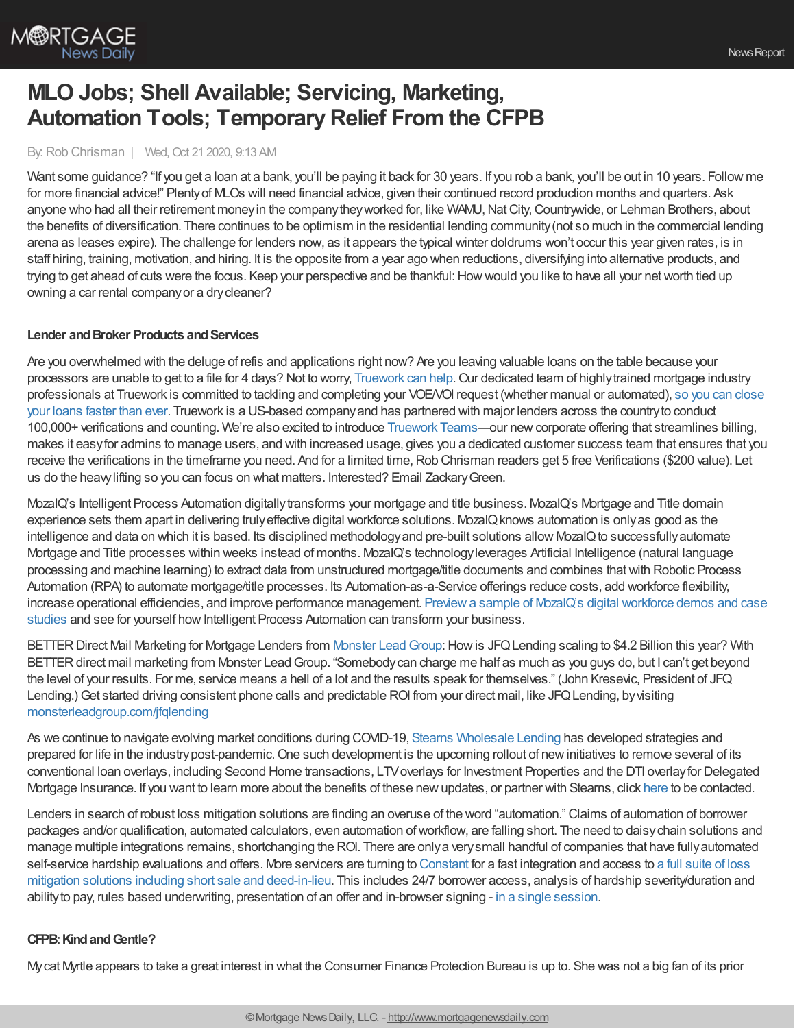# MLO Jobs; Shell Available; Servicing, Marketing, Automation Tools; Temporary Relief From the CFPB

By: Rob Chrisman | Wed, Oct 21 2020, 9:13 AM

Want some guidance? "If you get a loan at a bank, you'll be paying it back for 30 years. If you rob a bank, you'll be out in 10 years. Follow me for more financial advice!" Plenty of MLOs will need financial advice, given their continued record production months and quarters. Ask anyone who had all their retirement money in the company they worked for, like WAMU, Nat City, Countrywide, or Lehman Brothers, about the benefits of diversification. There continues to be optimism in the residential lending community (not so much in the commercial lending arena as leases expire). The challenge for lenders now, as it appears the typical winter doldrums won't occur this year given rates, is in staff hiring, training, motivation, and hiring. It is the opposite from a year ago when reductions, diversifying into alternative products, and trying to get ahead of cuts were the focus. Keep your perspective and be thankful: How would you like to have all your net worth tied up owning a car rental company or a dry cleaner?

**Lender and Broker Products and Services**

Are you overwhelmed with the deluge of refis and applications right now? Are you leaving valuable loans on the table because your processors are unable to get to a file for 4 days? Not to worry, Truework can help. Our dedicated team of highly trained mortgage industry professionals at Truework is committed to tackling and completing your VOE/VOI request (whether manual or automated), so you can close your loans faster than ever. Truework is a US-based company and has partnered with major lenders across the country to conduct 100,000+ verifications and counting. We're also excited to introduce Truework Teams—our new corporate offering that streamlines billing, makes it easy for admins to manage users, and with increased usage, gives you a dedicated customer success team that ensures that you receive the verifications in the timeframe you need. And for a limited time, Rob Chrisman readers get 5 free Verifications ($200 value). Let us do the heavy lifting so you can focus on what matters. Interested? Email Zackary Green.

MozaIQ's Intelligent Process Automation digitally transforms your mortgage and title business. MozaIQ's Mortgage and Title domain experience sets them apart in delivering truly effective digital workforce solutions. MozaIQ knows automation is only as good as the intelligence and data on which it is based. Its disciplined methodology and pre-built solutions allow MozaIQ to successfully automate Mortgage and Title processes within weeks instead of months. MozaIQ's technology leverages Artificial Intelligence (natural language processing and machine learning) to extract data from unstructured mortgage/title documents and combines that with Robotic Process Automation (RPA) to automate mortgage/title processes. Its Automation-as-a-Service offerings reduce costs, add workforce flexibility, increase operational efficiencies, and improve performance management. Preview a sample of MozaIQ's digital workforce demos and case studies and see for yourself how Intelligent Process Automation can transform your business.

BETTER Direct Mail Marketing for Mortgage Lenders from Monster Lead Group: How is JFQ Lending scaling to $4.2 Billion this year? With BETTER direct mail marketing from Monster Lead Group. "Somebody can charge me half as much as you guys do, but I can't get beyond the level of your results. For me, service means a hell of a lot and the results speak for themselves." (John Kresevic, President of JFQ Lending.) Get started driving consistent phone calls and predictable ROI from your direct mail, like JFQ Lending, by visiting monsterleadgroup.com/jfqlending

As we continue to navigate evolving market conditions during COVID-19, Stearns Wholesale Lending has developed strategies and prepared for life in the industry post-pandemic. One such development is the upcoming rollout of new initiatives to remove several of its conventional loan overlays, including Second Home transactions, LTV overlays for Investment Properties and the DTI overlay for Delegated Mortgage Insurance. If you want to learn more about the benefits of these new updates, or partner with Stearns, click here to be contacted.

Lenders in search of robust loss mitigation solutions are finding an overuse of the word "automation." Claims of automation of borrower packages and/or qualification, automated calculators, even automation of workflow, are falling short. The need to daisy chain solutions and manage multiple integrations remains, shortchanging the ROI. There are only a very small handful of companies that have fully automated self-service hardship evaluations and offers. More servicers are turning to Constant for a fast integration and access to a full suite of loss mitigation solutions including short sale and deed-in-lieu. This includes 24/7 borrower access, analysis of hardship severity/duration and ability to pay, rules based underwriting, presentation of an offer and in-browser signing - in a single session.

**CFPB: Kind and Gentle?**

My cat Myrtle appears to take a great interest in what the Consumer Finance Protection Bureau is up to. She was not a big fan of its prior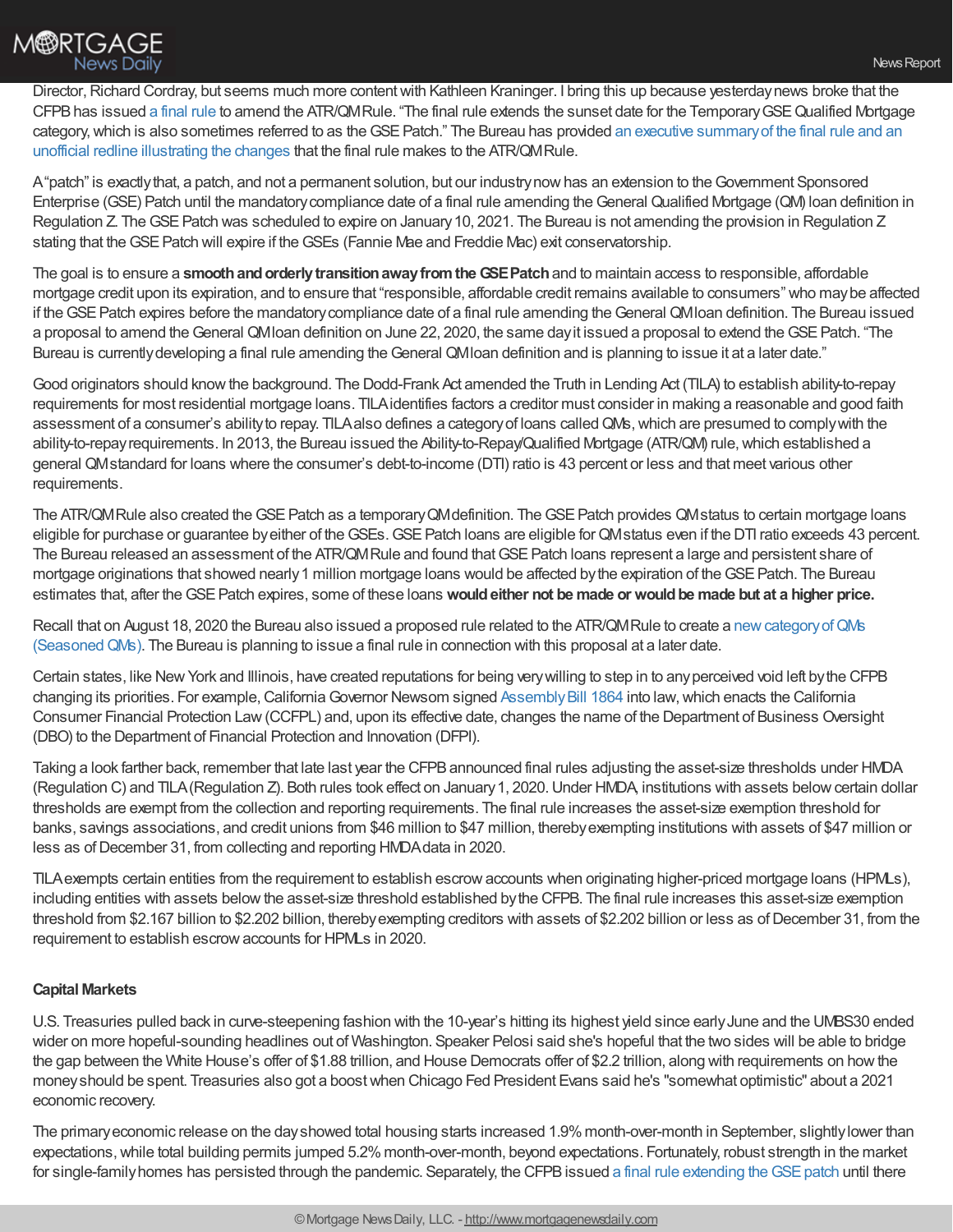Director, Richard Cordray, but seems much more content with Kathleen Kraninger. I bring this up because yesterday news broke that the CFPB has issued a final rule to amend the ATR/QM Rule. "The final rule extends the sunset date for the Temporary GSE Qualified Mortgage category, which is also sometimes referred to as the GSE Patch." The Bureau has provided an executive summary of the final rule and an unofficial redline illustrating the changes that the final rule makes to the ATR/QM Rule.

A "patch" is exactly that, a patch, and not a permanent solution, but our industry now has an extension to the Government Sponsored Enterprise (GSE) Patch until the mandatory compliance date of a final rule amending the General Qualified Mortgage (QM) loan definition in Regulation Z. The GSE Patch was scheduled to expire on January 10, 2021. The Bureau is not amending the provision in Regulation Z stating that the GSE Patch will expire if the GSEs (Fannie Mae and Freddie Mac) exit conservatorship.

The goal is to ensure a **smooth and orderly transition away from the GSE Patch** and to maintain access to responsible, affordable mortgage credit upon its expiration, and to ensure that "responsible, affordable credit remains available to consumers" who may be affected if the GSE Patch expires before the mandatory compliance date of a final rule amending the General QM loan definition. The Bureau issued a proposal to amend the General QM loan definition on June 22, 2020, the same day it issued a proposal to extend the GSE Patch. "The Bureau is currently developing a final rule amending the General QM loan definition and is planning to issue it at a later date."

Good originators should know the background. The Dodd-Frank Act amended the Truth in Lending Act (TILA) to establish ability-to-repay requirements for most residential mortgage loans. TILA identifies factors a creditor must consider in making a reasonable and good faith assessment of a consumer's ability to repay. TILA also defines a category of loans called QMs, which are presumed to comply with the ability-to-repay requirements. In 2013, the Bureau issued the Ability-to-Repay/Qualified Mortgage (ATR/QM) rule, which established a general QM standard for loans where the consumer's debt-to-income (DTI) ratio is 43 percent or less and that meet various other requirements.

The ATR/QM Rule also created the GSE Patch as a temporary QM definition. The GSE Patch provides QM status to certain mortgage loans eligible for purchase or guarantee by either of the GSEs. GSE Patch loans are eligible for QM status even if the DTI ratio exceeds 43 percent. The Bureau released an assessment of the ATR/QM Rule and found that GSE Patch loans represent a large and persistent share of mortgage originations that showed nearly 1 million mortgage loans would be affected by the expiration of the GSE Patch. The Bureau estimates that, after the GSE Patch expires, some of these loans **would either not be made or would be made but at a higher price.**

Recall that on August 18, 2020 the Bureau also issued a proposed rule related to the ATR/QM Rule to create a new category of QMs (Seasoned QMs). The Bureau is planning to issue a final rule in connection with this proposal at a later date.

Certain states, like New York and Illinois, have created reputations for being very willing to step in to any perceived void left by the CFPB changing its priorities. For example, California Governor Newsom signed Assembly Bill 1864 into law, which enacts the California Consumer Financial Protection Law (CCFPL) and, upon its effective date, changes the name of the Department of Business Oversight (DBO) to the Department of Financial Protection and Innovation (DFPI).

Taking a look farther back, remember that late last year the CFPB announced final rules adjusting the asset-size thresholds under HMDA (Regulation C) and TILA (Regulation Z). Both rules took effect on January 1, 2020. Under HMDA, institutions with assets below certain dollar thresholds are exempt from the collection and reporting requirements. The final rule increases the asset-size exemption threshold for banks, savings associations, and credit unions from $46 million to $47 million, thereby exempting institutions with assets of $47 million or less as of December 31, from collecting and reporting HMDA data in 2020.

TILA exempts certain entities from the requirement to establish escrow accounts when originating higher-priced mortgage loans (HPMLs), including entities with assets below the asset-size threshold established by the CFPB. The final rule increases this asset-size exemption threshold from $2.167 billion to $2.202 billion, thereby exempting creditors with assets of $2.202 billion or less as of December 31, from the requirement to establish escrow accounts for HPMLs in 2020.

**Capital Markets**

U.S. Treasuries pulled back in curve-steepening fashion with the 10-year's hitting its highest yield since early June and the UMBS30 ended wider on more hopeful-sounding headlines out of Washington. Speaker Pelosi said she's hopeful that the two sides will be able to bridge the gap between the White House's offer of $1.88 trillion, and House Democrats offer of $2.2 trillion, along with requirements on how the money should be spent. Treasuries also got a boost when Chicago Fed President Evans said he's "somewhat optimistic" about a 2021 economic recovery.

The primary economic release on the day showed total housing starts increased 1.9% month-over-month in September, slightly lower than expectations, while total building permits jumped 5.2% month-over-month, beyond expectations. Fortunately, robust strength in the market for single-family homes has persisted through the pandemic. Separately, the CFPB issued a final rule extending the GSE patch until there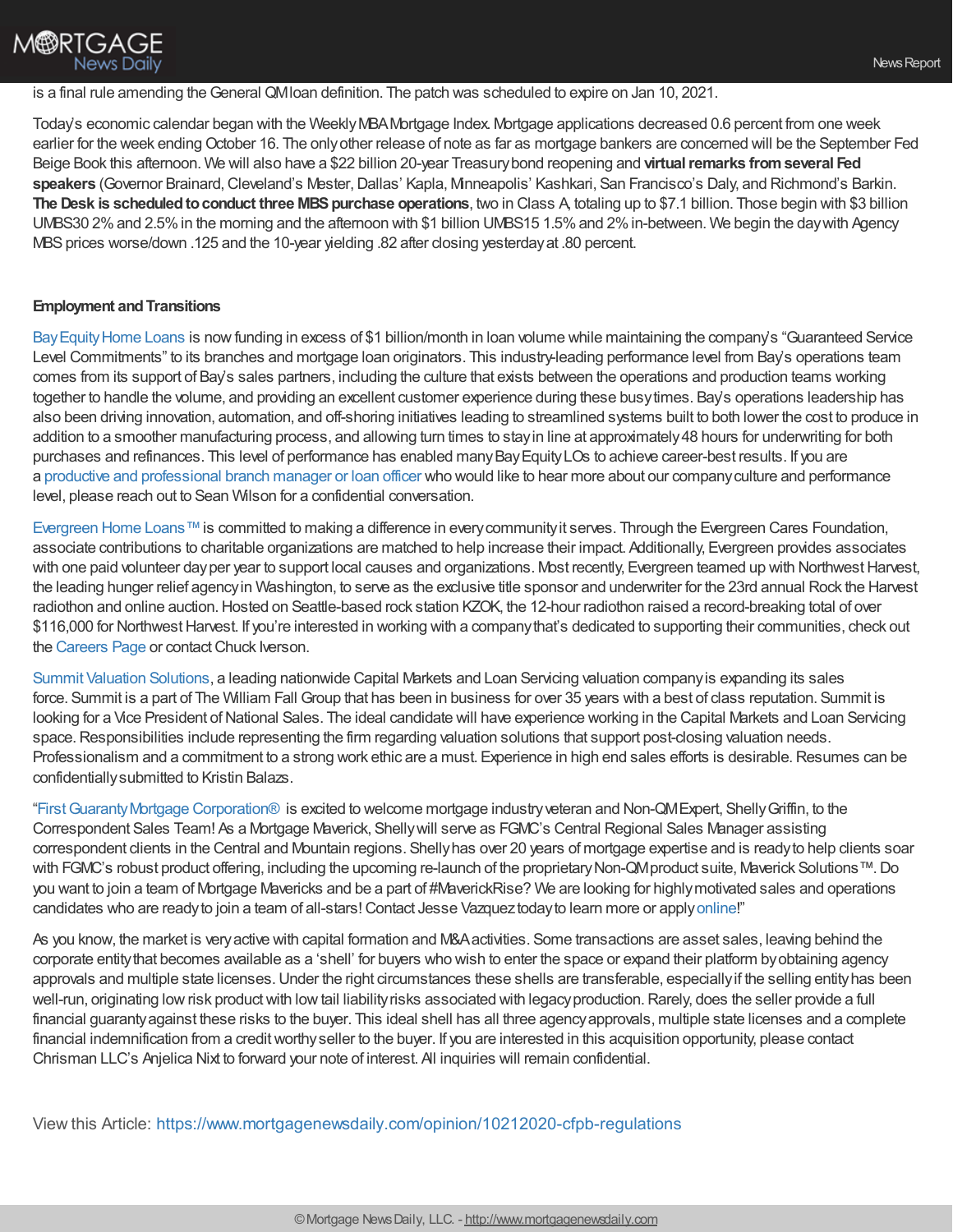is a final rule amending the General QM loan definition. The patch was scheduled to expire on Jan 10, 2021.

Today's economic calendar began with the Weekly MBA Mortgage Index. Mortgage applications decreased 0.6 percent from one week earlier for the week ending October 16. The only other release of note as far as mortgage bankers are concerned will be the September Fed Beige Book this afternoon. We will also have a $22 billion 20-year Treasury bond reopening and **virtual remarks from several Fed speakers** (Governor Brainard, Cleveland's Mester, Dallas' Kapla, Minneapolis' Kashkari, San Francisco's Daly, and Richmond's Barkin. **The Desk is scheduled to conduct three MBS purchase operations**, two in Class A, totaling up to $7.1 billion. Those begin with $3 billion UMBS30 2% and 2.5% in the morning and the afternoon with $1 billion UMBS15 1.5% and 2% in-between. We begin the day with Agency MBS prices worse/down .125 and the 10-year yielding .82 after closing yesterday at .80 percent.

**Employment and Transitions**

Bay Equity Home Loans is now funding in excess of $1 billion/month in loan volume while maintaining the company's "Guaranteed Service Level Commitments" to its branches and mortgage loan originators. This industry-leading performance level from Bay's operations team comes from its support of Bay's sales partners, including the culture that exists between the operations and production teams working together to handle the volume, and providing an excellent customer experience during these busy times. Bay's operations leadership has also been driving innovation, automation, and off-shoring initiatives leading to streamlined systems built to both lower the cost to produce in addition to a smoother manufacturing process, and allowing turn times to stay in line at approximately 48 hours for underwriting for both purchases and refinances. This level of performance has enabled many Bay Equity LOs to achieve career-best results. If you are a productive and professional branch manager or loan officer who would like to hear more about our company culture and performance level, please reach out to Sean Wilson for a confidential conversation.

Evergreen Home Loans™ is committed to making a difference in every community it serves. Through the Evergreen Cares Foundation, associate contributions to charitable organizations are matched to help increase their impact. Additionally, Evergreen provides associates with one paid volunteer day per year to support local causes and organizations. Most recently, Evergreen teamed up with Northwest Harvest, the leading hunger relief agency in Washington, to serve as the exclusive title sponsor and underwriter for the 23rd annual Rock the Harvest radiothon and online auction. Hosted on Seattle-based rock station KZOK, the 12-hour radiothon raised a record-breaking total of over $116,000 for Northwest Harvest. If you're interested in working with a company that's dedicated to supporting their communities, check out the Careers Page or contact Chuck Iverson.

Summit Valuation Solutions, a leading nationwide Capital Markets and Loan Servicing valuation company is expanding its sales force. Summit is a part of The William Fall Group that has been in business for over 35 years with a best of class reputation. Summit is looking for a Vice President of National Sales. The ideal candidate will have experience working in the Capital Markets and Loan Servicing space. Responsibilities include representing the firm regarding valuation solutions that support post-closing valuation needs. Professionalism and a commitment to a strong work ethic are a must. Experience in high end sales efforts is desirable. Resumes can be confidentially submitted to Kristin Balazs.

"First Guaranty Mortgage Corporation® is excited to welcome mortgage industry veteran and Non-QM Expert, Shelly Griffin, to the Correspondent Sales Team! As a Mortgage Maverick, Shelly will serve as FGMC's Central Regional Sales Manager assisting correspondent clients in the Central and Mountain regions. Shelly has over 20 years of mortgage expertise and is ready to help clients soar with FGMC's robust product offering, including the upcoming re-launch of the proprietary Non-QM product suite, Maverick Solutions™. Do you want to join a team of Mortgage Mavericks and be a part of #MaverickRise? We are looking for highly motivated sales and operations candidates who are ready to join a team of all-stars! Contact Jesse Vazquez today to learn more or apply online!"

As you know, the market is very active with capital formation and M&A activities. Some transactions are asset sales, leaving behind the corporate entity that becomes available as a 'shell' for buyers who wish to enter the space or expand their platform by obtaining agency approvals and multiple state licenses. Under the right circumstances these shells are transferable, especially if the selling entity has been well-run, originating low risk product with low tail liability risks associated with legacy production. Rarely, does the seller provide a full financial guaranty against these risks to the buyer. This ideal shell has all three agency approvals, multiple state licenses and a complete financial indemnification from a credit worthy seller to the buyer. If you are interested in this acquisition opportunity, please contact Chrisman LLC's Anjelica Nixt to forward your note of interest. All inquiries will remain confidential.

View this Article: https://www.mortgagenewsdaily.com/opinion/10212020-cfpb-regulations